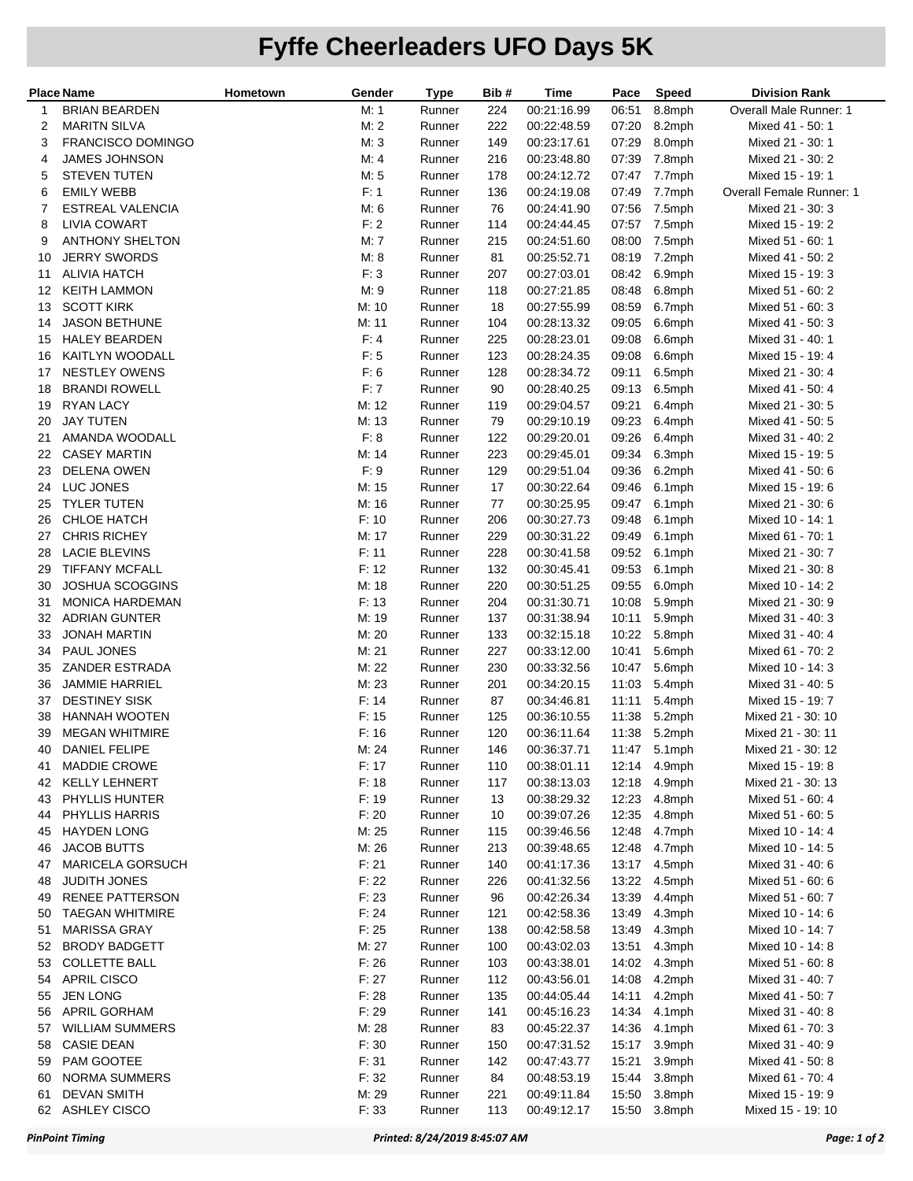# Fyffe Cheerleaders UFO Days 5K

| Place | Name | Hometown | Gender | Type | Bib # | Time | Pace | Speed | Division Rank |
|---|---|---|---|---|---|---|---|---|---|
| 1 | BRIAN BEARDEN | | M: 1 | Runner | 224 | 00:21:16.99 | 06:51 | 8.8mph | Overall Male Runner: 1 |
| 2 | MARITN SILVA | | M: 2 | Runner | 222 | 00:22:48.59 | 07:20 | 8.2mph | Mixed 41 - 50: 1 |
| 3 | FRANCISCO DOMINGO | | M: 3 | Runner | 149 | 00:23:17.61 | 07:29 | 8.0mph | Mixed 21 - 30: 1 |
| 4 | JAMES JOHNSON | | M: 4 | Runner | 216 | 00:23:48.80 | 07:39 | 7.8mph | Mixed 21 - 30: 2 |
| 5 | STEVEN TUTEN | | M: 5 | Runner | 178 | 00:24:12.72 | 07:47 | 7.7mph | Mixed 15 - 19: 1 |
| 6 | EMILY WEBB | | F: 1 | Runner | 136 | 00:24:19.08 | 07:49 | 7.7mph | Overall Female Runner: 1 |
| 7 | ESTREAL VALENCIA | | M: 6 | Runner | 76 | 00:24:41.90 | 07:56 | 7.5mph | Mixed 21 - 30: 3 |
| 8 | LIVIA COWART | | F: 2 | Runner | 114 | 00:24:44.45 | 07:57 | 7.5mph | Mixed 15 - 19: 2 |
| 9 | ANTHONY SHELTON | | M: 7 | Runner | 215 | 00:24:51.60 | 08:00 | 7.5mph | Mixed 51 - 60: 1 |
| 10 | JERRY SWORDS | | M: 8 | Runner | 81 | 00:25:52.71 | 08:19 | 7.2mph | Mixed 41 - 50: 2 |
| 11 | ALIVIA HATCH | | F: 3 | Runner | 207 | 00:27:03.01 | 08:42 | 6.9mph | Mixed 15 - 19: 3 |
| 12 | KEITH LAMMON | | M: 9 | Runner | 118 | 00:27:21.85 | 08:48 | 6.8mph | Mixed 51 - 60: 2 |
| 13 | SCOTT KIRK | | M: 10 | Runner | 18 | 00:27:55.99 | 08:59 | 6.7mph | Mixed 51 - 60: 3 |
| 14 | JASON BETHUNE | | M: 11 | Runner | 104 | 00:28:13.32 | 09:05 | 6.6mph | Mixed 41 - 50: 3 |
| 15 | HALEY BEARDEN | | F: 4 | Runner | 225 | 00:28:23.01 | 09:08 | 6.6mph | Mixed 31 - 40: 1 |
| 16 | KAITLYN WOODALL | | F: 5 | Runner | 123 | 00:28:24.35 | 09:08 | 6.6mph | Mixed 15 - 19: 4 |
| 17 | NESTLEY OWENS | | F: 6 | Runner | 128 | 00:28:34.72 | 09:11 | 6.5mph | Mixed 21 - 30: 4 |
| 18 | BRANDI ROWELL | | F: 7 | Runner | 90 | 00:28:40.25 | 09:13 | 6.5mph | Mixed 41 - 50: 4 |
| 19 | RYAN LACY | | M: 12 | Runner | 119 | 00:29:04.57 | 09:21 | 6.4mph | Mixed 21 - 30: 5 |
| 20 | JAY TUTEN | | M: 13 | Runner | 79 | 00:29:10.19 | 09:23 | 6.4mph | Mixed 41 - 50: 5 |
| 21 | AMANDA WOODALL | | F: 8 | Runner | 122 | 00:29:20.01 | 09:26 | 6.4mph | Mixed 31 - 40: 2 |
| 22 | CASEY MARTIN | | M: 14 | Runner | 223 | 00:29:45.01 | 09:34 | 6.3mph | Mixed 15 - 19: 5 |
| 23 | DELENA OWEN | | F: 9 | Runner | 129 | 00:29:51.04 | 09:36 | 6.2mph | Mixed 41 - 50: 6 |
| 24 | LUC JONES | | M: 15 | Runner | 17 | 00:30:22.64 | 09:46 | 6.1mph | Mixed 15 - 19: 6 |
| 25 | TYLER TUTEN | | M: 16 | Runner | 77 | 00:30:25.95 | 09:47 | 6.1mph | Mixed 21 - 30: 6 |
| 26 | CHLOE HATCH | | F: 10 | Runner | 206 | 00:30:27.73 | 09:48 | 6.1mph | Mixed 10 - 14: 1 |
| 27 | CHRIS RICHEY | | M: 17 | Runner | 229 | 00:30:31.22 | 09:49 | 6.1mph | Mixed 61 - 70: 1 |
| 28 | LACIE BLEVINS | | F: 11 | Runner | 228 | 00:30:41.58 | 09:52 | 6.1mph | Mixed 21 - 30: 7 |
| 29 | TIFFANY MCFALL | | F: 12 | Runner | 132 | 00:30:45.41 | 09:53 | 6.1mph | Mixed 21 - 30: 8 |
| 30 | JOSHUA SCOGGINS | | M: 18 | Runner | 220 | 00:30:51.25 | 09:55 | 6.0mph | Mixed 10 - 14: 2 |
| 31 | MONICA HARDEMAN | | F: 13 | Runner | 204 | 00:31:30.71 | 10:08 | 5.9mph | Mixed 21 - 30: 9 |
| 32 | ADRIAN GUNTER | | M: 19 | Runner | 137 | 00:31:38.94 | 10:11 | 5.9mph | Mixed 31 - 40: 3 |
| 33 | JONAH MARTIN | | M: 20 | Runner | 133 | 00:32:15.18 | 10:22 | 5.8mph | Mixed 31 - 40: 4 |
| 34 | PAUL JONES | | M: 21 | Runner | 227 | 00:33:12.00 | 10:41 | 5.6mph | Mixed 61 - 70: 2 |
| 35 | ZANDER ESTRADA | | M: 22 | Runner | 230 | 00:33:32.56 | 10:47 | 5.6mph | Mixed 10 - 14: 3 |
| 36 | JAMMIE HARRIEL | | M: 23 | Runner | 201 | 00:34:20.15 | 11:03 | 5.4mph | Mixed 31 - 40: 5 |
| 37 | DESTINEY SISK | | F: 14 | Runner | 87 | 00:34:46.81 | 11:11 | 5.4mph | Mixed 15 - 19: 7 |
| 38 | HANNAH WOOTEN | | F: 15 | Runner | 125 | 00:36:10.55 | 11:38 | 5.2mph | Mixed 21 - 30: 10 |
| 39 | MEGAN WHITMIRE | | F: 16 | Runner | 120 | 00:36:11.64 | 11:38 | 5.2mph | Mixed 21 - 30: 11 |
| 40 | DANIEL FELIPE | | M: 24 | Runner | 146 | 00:36:37.71 | 11:47 | 5.1mph | Mixed 21 - 30: 12 |
| 41 | MADDIE CROWE | | F: 17 | Runner | 110 | 00:38:01.11 | 12:14 | 4.9mph | Mixed 15 - 19: 8 |
| 42 | KELLY LEHNERT | | F: 18 | Runner | 117 | 00:38:13.03 | 12:18 | 4.9mph | Mixed 21 - 30: 13 |
| 43 | PHYLLIS HUNTER | | F: 19 | Runner | 13 | 00:38:29.32 | 12:23 | 4.8mph | Mixed 51 - 60: 4 |
| 44 | PHYLLIS HARRIS | | F: 20 | Runner | 10 | 00:39:07.26 | 12:35 | 4.8mph | Mixed 51 - 60: 5 |
| 45 | HAYDEN LONG | | M: 25 | Runner | 115 | 00:39:46.56 | 12:48 | 4.7mph | Mixed 10 - 14: 4 |
| 46 | JACOB BUTTS | | M: 26 | Runner | 213 | 00:39:48.65 | 12:48 | 4.7mph | Mixed 10 - 14: 5 |
| 47 | MARICELA GORSUCH | | F: 21 | Runner | 140 | 00:41:17.36 | 13:17 | 4.5mph | Mixed 31 - 40: 6 |
| 48 | JUDITH JONES | | F: 22 | Runner | 226 | 00:41:32.56 | 13:22 | 4.5mph | Mixed 51 - 60: 6 |
| 49 | RENEE PATTERSON | | F: 23 | Runner | 96 | 00:42:26.34 | 13:39 | 4.4mph | Mixed 51 - 60: 7 |
| 50 | TAEGAN WHITMIRE | | F: 24 | Runner | 121 | 00:42:58.36 | 13:49 | 4.3mph | Mixed 10 - 14: 6 |
| 51 | MARISSA GRAY | | F: 25 | Runner | 138 | 00:42:58.58 | 13:49 | 4.3mph | Mixed 10 - 14: 7 |
| 52 | BRODY BADGETT | | M: 27 | Runner | 100 | 00:43:02.03 | 13:51 | 4.3mph | Mixed 10 - 14: 8 |
| 53 | COLLETTE BALL | | F: 26 | Runner | 103 | 00:43:38.01 | 14:02 | 4.3mph | Mixed 51 - 60: 8 |
| 54 | APRIL CISCO | | F: 27 | Runner | 112 | 00:43:56.01 | 14:08 | 4.2mph | Mixed 31 - 40: 7 |
| 55 | JEN LONG | | F: 28 | Runner | 135 | 00:44:05.44 | 14:11 | 4.2mph | Mixed 41 - 50: 7 |
| 56 | APRIL GORHAM | | F: 29 | Runner | 141 | 00:45:16.23 | 14:34 | 4.1mph | Mixed 31 - 40: 8 |
| 57 | WILLIAM SUMMERS | | M: 28 | Runner | 83 | 00:45:22.37 | 14:36 | 4.1mph | Mixed 61 - 70: 3 |
| 58 | CASIE DEAN | | F: 30 | Runner | 150 | 00:47:31.52 | 15:17 | 3.9mph | Mixed 31 - 40: 9 |
| 59 | PAM GOOTEE | | F: 31 | Runner | 142 | 00:47:43.77 | 15:21 | 3.9mph | Mixed 41 - 50: 8 |
| 60 | NORMA SUMMERS | | F: 32 | Runner | 84 | 00:48:53.19 | 15:44 | 3.8mph | Mixed 61 - 70: 4 |
| 61 | DEVAN SMITH | | M: 29 | Runner | 221 | 00:49:11.84 | 15:50 | 3.8mph | Mixed 15 - 19: 9 |
| 62 | ASHLEY CISCO | | F: 33 | Runner | 113 | 00:49:12.17 | 15:50 | 3.8mph | Mixed 15 - 19: 10 |

*PinPoint Timing* *Printed: 8/24/2019 8:45:07 AM*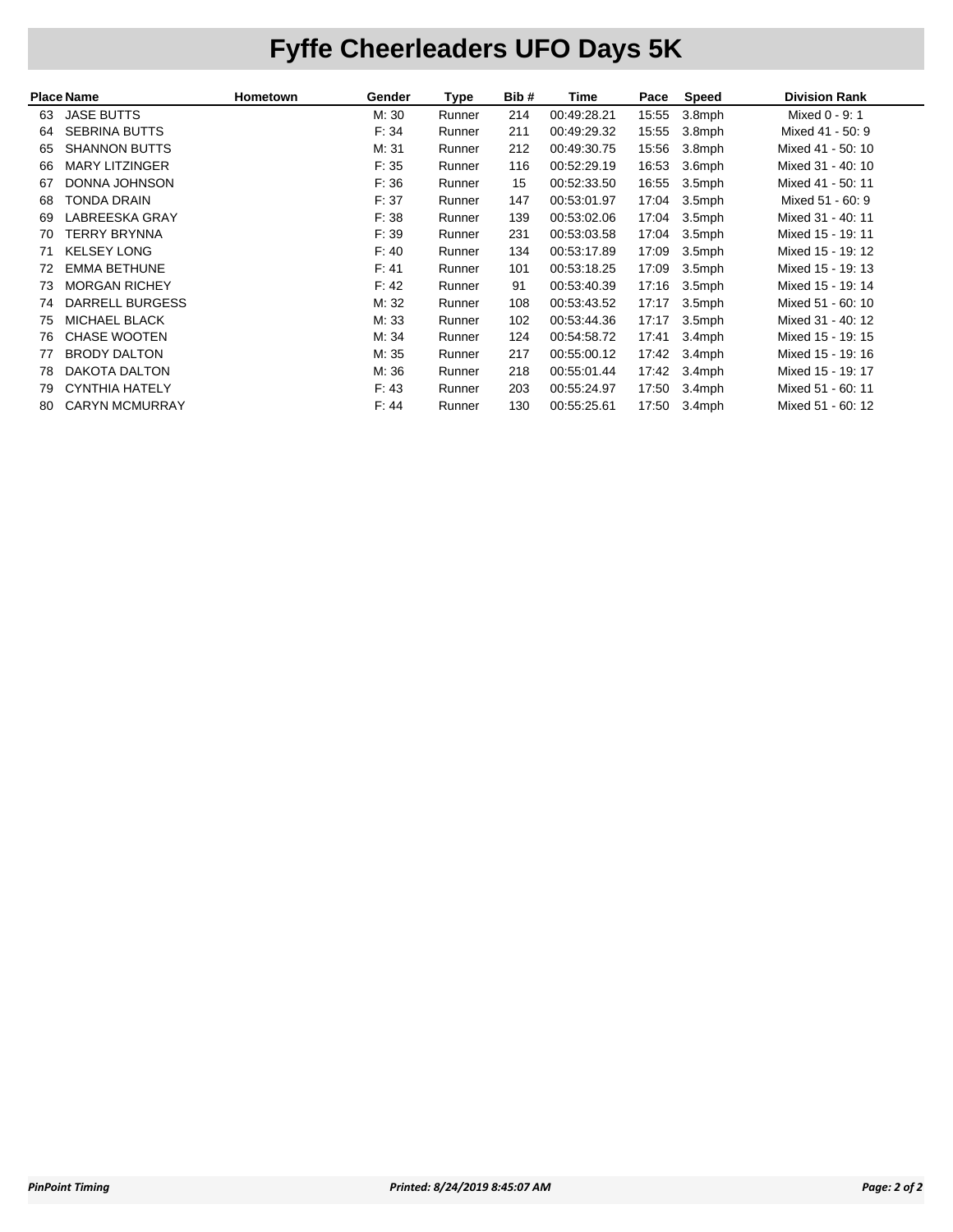# Fyffe Cheerleaders UFO Days 5K

| Place | Name | Hometown | Gender | Type | Bib # | Time | Pace | Speed | Division Rank |
|---|---|---|---|---|---|---|---|---|---|
| 63 | JASE BUTTS | | M: 30 | Runner | 214 | 00:49:28.21 | 15:55 | 3.8mph | Mixed 0 - 9: 1 |
| 64 | SEBRINA BUTTS | | F: 34 | Runner | 211 | 00:49:29.32 | 15:55 | 3.8mph | Mixed 41 - 50: 9 |
| 65 | SHANNON BUTTS | | M: 31 | Runner | 212 | 00:49:30.75 | 15:56 | 3.8mph | Mixed 41 - 50: 10 |
| 66 | MARY LITZINGER | | F: 35 | Runner | 116 | 00:52:29.19 | 16:53 | 3.6mph | Mixed 31 - 40: 10 |
| 67 | DONNA JOHNSON | | F: 36 | Runner | 15 | 00:52:33.50 | 16:55 | 3.5mph | Mixed 41 - 50: 11 |
| 68 | TONDA DRAIN | | F: 37 | Runner | 147 | 00:53:01.97 | 17:04 | 3.5mph | Mixed 51 - 60: 9 |
| 69 | LABREESKA GRAY | | F: 38 | Runner | 139 | 00:53:02.06 | 17:04 | 3.5mph | Mixed 31 - 40: 11 |
| 70 | TERRY BRYNNA | | F: 39 | Runner | 231 | 00:53:03.58 | 17:04 | 3.5mph | Mixed 15 - 19: 11 |
| 71 | KELSEY LONG | | F: 40 | Runner | 134 | 00:53:17.89 | 17:09 | 3.5mph | Mixed 15 - 19: 12 |
| 72 | EMMA BETHUNE | | F: 41 | Runner | 101 | 00:53:18.25 | 17:09 | 3.5mph | Mixed 15 - 19: 13 |
| 73 | MORGAN RICHEY | | F: 42 | Runner | 91 | 00:53:40.39 | 17:16 | 3.5mph | Mixed 15 - 19: 14 |
| 74 | DARRELL BURGESS | | M: 32 | Runner | 108 | 00:53:43.52 | 17:17 | 3.5mph | Mixed 51 - 60: 10 |
| 75 | MICHAEL BLACK | | M: 33 | Runner | 102 | 00:53:44.36 | 17:17 | 3.5mph | Mixed 31 - 40: 12 |
| 76 | CHASE WOOTEN | | M: 34 | Runner | 124 | 00:54:58.72 | 17:41 | 3.4mph | Mixed 15 - 19: 15 |
| 77 | BRODY DALTON | | M: 35 | Runner | 217 | 00:55:00.12 | 17:42 | 3.4mph | Mixed 15 - 19: 16 |
| 78 | DAKOTA DALTON | | M: 36 | Runner | 218 | 00:55:01.44 | 17:42 | 3.4mph | Mixed 15 - 19: 17 |
| 79 | CYNTHIA HATELY | | F: 43 | Runner | 203 | 00:55:24.97 | 17:50 | 3.4mph | Mixed 51 - 60: 11 |
| 80 | CARYN MCMURRAY | | F: 44 | Runner | 130 | 00:55:25.61 | 17:50 | 3.4mph | Mixed 51 - 60: 12 |

*PinPoint Timing* *Printed: 8/24/2019 8:45:07 AM*